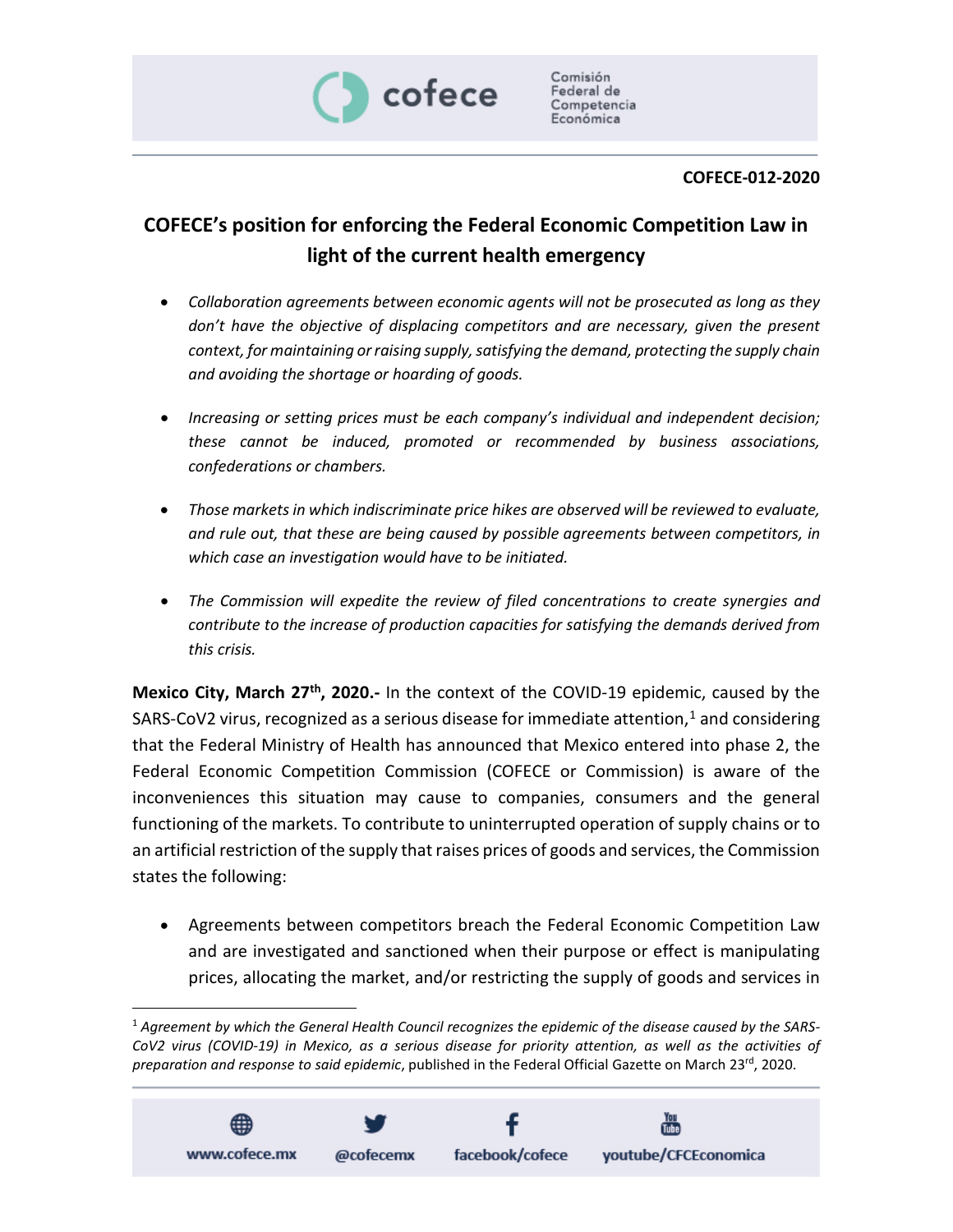COFECE-012-2020

# COFECE's position for enforcing the Federal Economic Competition Law in light of the current health emergency

- *Collaboration agreements between economic agents will not be prosecuted as long as they don't have the objective of displacing competitors and are necessary, given the present context, for maintaining or raising supply, satisfying the demand, protecting the supply chain and avoiding the shortage or hoarding of goods.*

- *Increasing or setting prices must be each company's individual and independent decision; these cannot be induced, promoted or recommended by business associations, confederations or chambers.*

- *Those markets in which indiscriminate price hikes are observed will be reviewed to evaluate, and rule out, that these are being caused by possible agreements between competitors, in which case an investigation would have to be initiated.*

- *The Commission will expedite the review of filed concentrations to create synergies and contribute to the increase of production capacities for satisfying the demands derived from this crisis.*

**Mexico City, March 27th, 2020.-** In the context of the COVID-19 epidemic, caused by the SARS-CoV2 virus, recognized as a serious disease for immediate attention,[1] and considering that the Federal Ministry of Health has announced that Mexico entered into phase 2, the Federal Economic Competition Commission (COFECE or Commission) is aware of the inconveniences this situation may cause to companies, consumers and the general functioning of the markets. To contribute to uninterrupted operation of supply chains or to an artificial restriction of the supply that raises prices of goods and services, the Commission states the following:

- Agreements between competitors breach the Federal Economic Competition Law and are investigated and sanctioned when their purpose or effect is manipulating prices, allocating the market, and/or restricting the supply of goods and services in

[1] *Agreement by which the General Health Council recognizes the epidemic of the disease caused by the SARS-CoV2 virus (COVID-19) in Mexico, as a serious disease for priority attention, as well as the activities of preparation and response to said epidemic*, published in the Federal Official Gazette on March 23rd, 2020.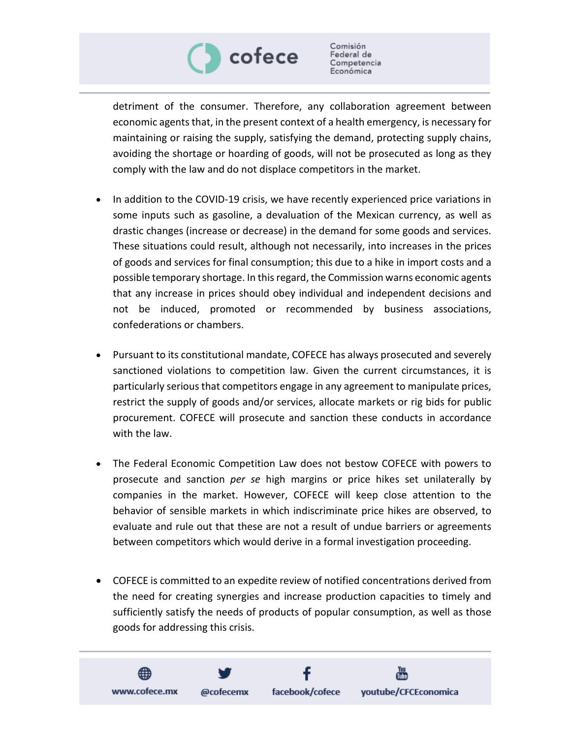detriment of the consumer. Therefore, any collaboration agreement between economic agents that, in the present context of a health emergency, is necessary for maintaining or raising the supply, satisfying the demand, protecting supply chains, avoiding the shortage or hoarding of goods, will not be prosecuted as long as they comply with the law and do not displace competitors in the market.

- In addition to the COVID-19 crisis, we have recently experienced price variations in some inputs such as gasoline, a devaluation of the Mexican currency, as well as drastic changes (increase or decrease) in the demand for some goods and services. These situations could result, although not necessarily, into increases in the prices of goods and services for final consumption; this due to a hike in import costs and a possible temporary shortage. In this regard, the Commission warns economic agents that any increase in prices should obey individual and independent decisions and not be induced, promoted or recommended by business associations, confederations or chambers.

- Pursuant to its constitutional mandate, COFECE has always prosecuted and severely sanctioned violations to competition law. Given the current circumstances, it is particularly serious that competitors engage in any agreement to manipulate prices, restrict the supply of goods and/or services, allocate markets or rig bids for public procurement. COFECE will prosecute and sanction these conducts in accordance with the law.

- The Federal Economic Competition Law does not bestow COFECE with powers to prosecute and sanction *per se* high margins or price hikes set unilaterally by companies in the market. However, COFECE will keep close attention to the behavior of sensible markets in which indiscriminate price hikes are observed, to evaluate and rule out that these are not a result of undue barriers or agreements between competitors which would derive in a formal investigation proceeding.

- COFECE is committed to an expedite review of notified concentrations derived from the need for creating synergies and increase production capacities to timely and sufficiently satisfy the needs of products of popular consumption, as well as those goods for addressing this crisis.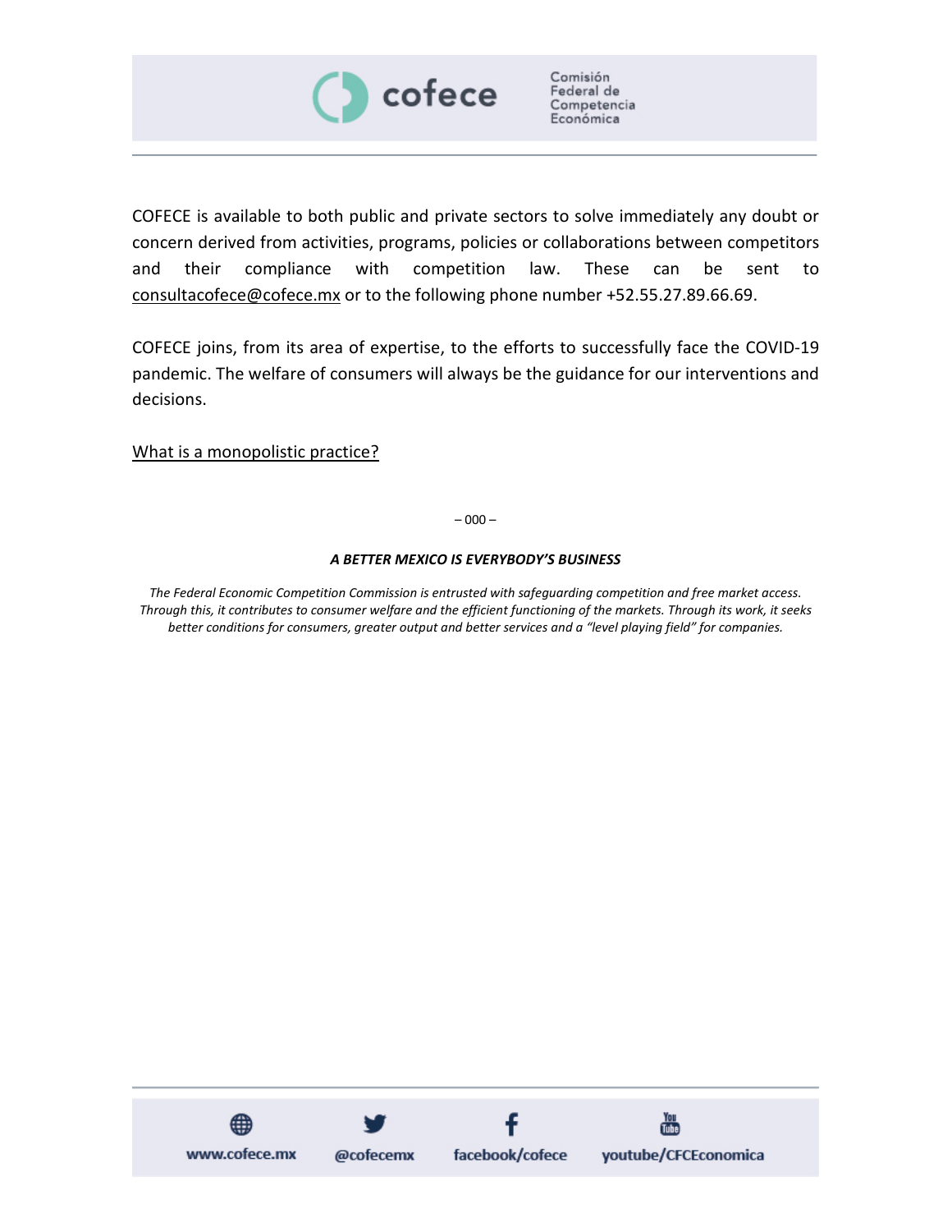COFECE is available to both public and private sectors to solve immediately any doubt or concern derived from activities, programs, policies or collaborations between competitors and their compliance with competition law. These can be sent to consultacofece@cofece.mx or to the following phone number +52.55.27.89.66.69.

COFECE joins, from its area of expertise, to the efforts to successfully face the COVID-19 pandemic. The welfare of consumers will always be the guidance for our interventions and decisions.

What is a monopolistic practice?

– 000 –

***A BETTER MEXICO IS EVERYBODY'S BUSINESS***

*The Federal Economic Competition Commission is entrusted with safeguarding competition and free market access. Through this, it contributes to consumer welfare and the efficient functioning of the markets. Through its work, it seeks better conditions for consumers, greater output and better services and a "level playing field" for companies.*